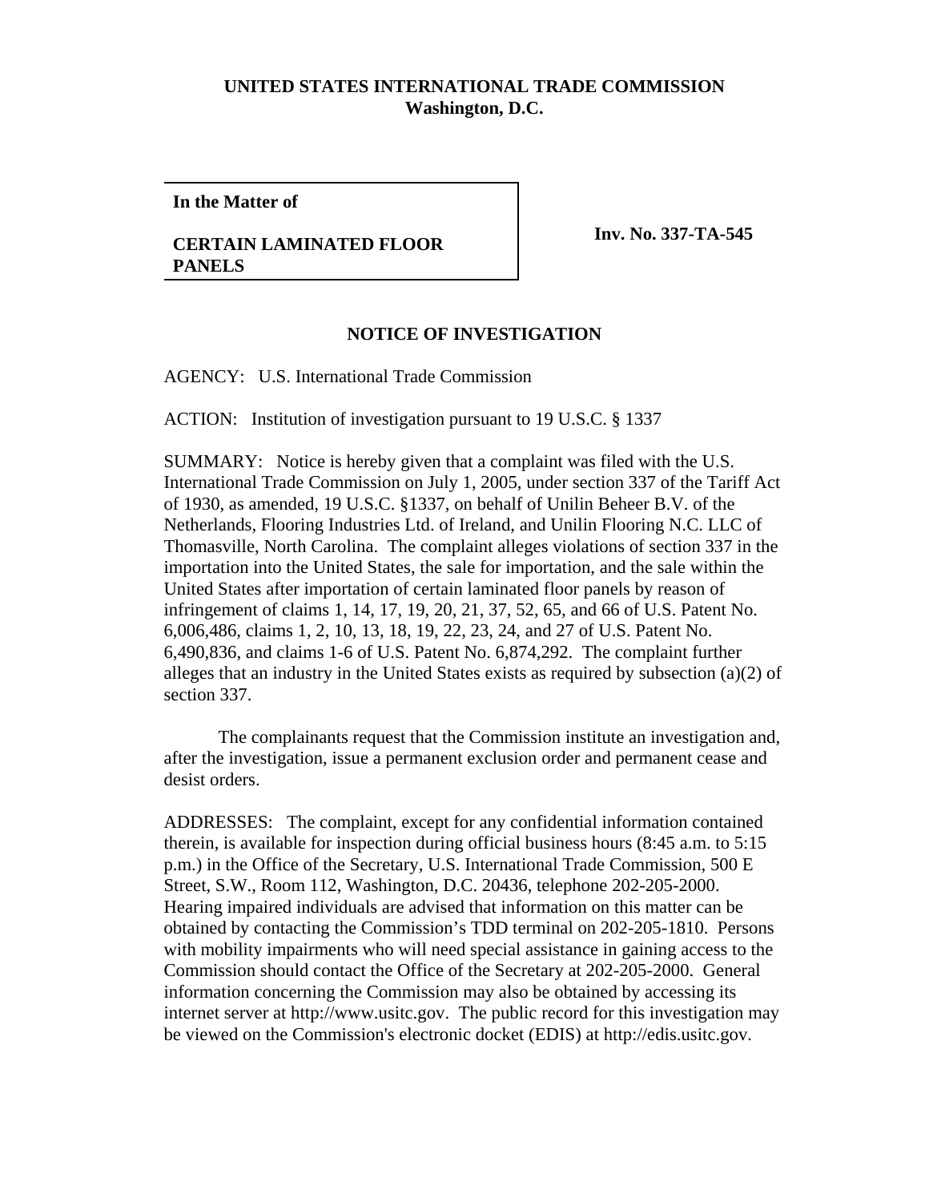**UNITED STATES INTERNATIONAL TRADE COMMISSION**
**Washington, D.C.**

**In the Matter of**

**CERTAIN LAMINATED FLOOR PANELS**

**Inv. No. 337-TA-545**

## NOTICE OF INVESTIGATION

AGENCY: U.S. International Trade Commission

ACTION: Institution of investigation pursuant to 19 U.S.C. § 1337

SUMMARY: Notice is hereby given that a complaint was filed with the U.S. International Trade Commission on July 1, 2005, under section 337 of the Tariff Act of 1930, as amended, 19 U.S.C. §1337, on behalf of Unilin Beheer B.V. of the Netherlands, Flooring Industries Ltd. of Ireland, and Unilin Flooring N.C. LLC of Thomasville, North Carolina. The complaint alleges violations of section 337 in the importation into the United States, the sale for importation, and the sale within the United States after importation of certain laminated floor panels by reason of infringement of claims 1, 14, 17, 19, 20, 21, 37, 52, 65, and 66 of U.S. Patent No. 6,006,486, claims 1, 2, 10, 13, 18, 19, 22, 23, 24, and 27 of U.S. Patent No. 6,490,836, and claims 1-6 of U.S. Patent No. 6,874,292. The complaint further alleges that an industry in the United States exists as required by subsection (a)(2) of section 337.

The complainants request that the Commission institute an investigation and, after the investigation, issue a permanent exclusion order and permanent cease and desist orders.

ADDRESSES: The complaint, except for any confidential information contained therein, is available for inspection during official business hours (8:45 a.m. to 5:15 p.m.) in the Office of the Secretary, U.S. International Trade Commission, 500 E Street, S.W., Room 112, Washington, D.C. 20436, telephone 202-205-2000. Hearing impaired individuals are advised that information on this matter can be obtained by contacting the Commission's TDD terminal on 202-205-1810. Persons with mobility impairments who will need special assistance in gaining access to the Commission should contact the Office of the Secretary at 202-205-2000. General information concerning the Commission may also be obtained by accessing its internet server at http://www.usitc.gov. The public record for this investigation may be viewed on the Commission's electronic docket (EDIS) at http://edis.usitc.gov.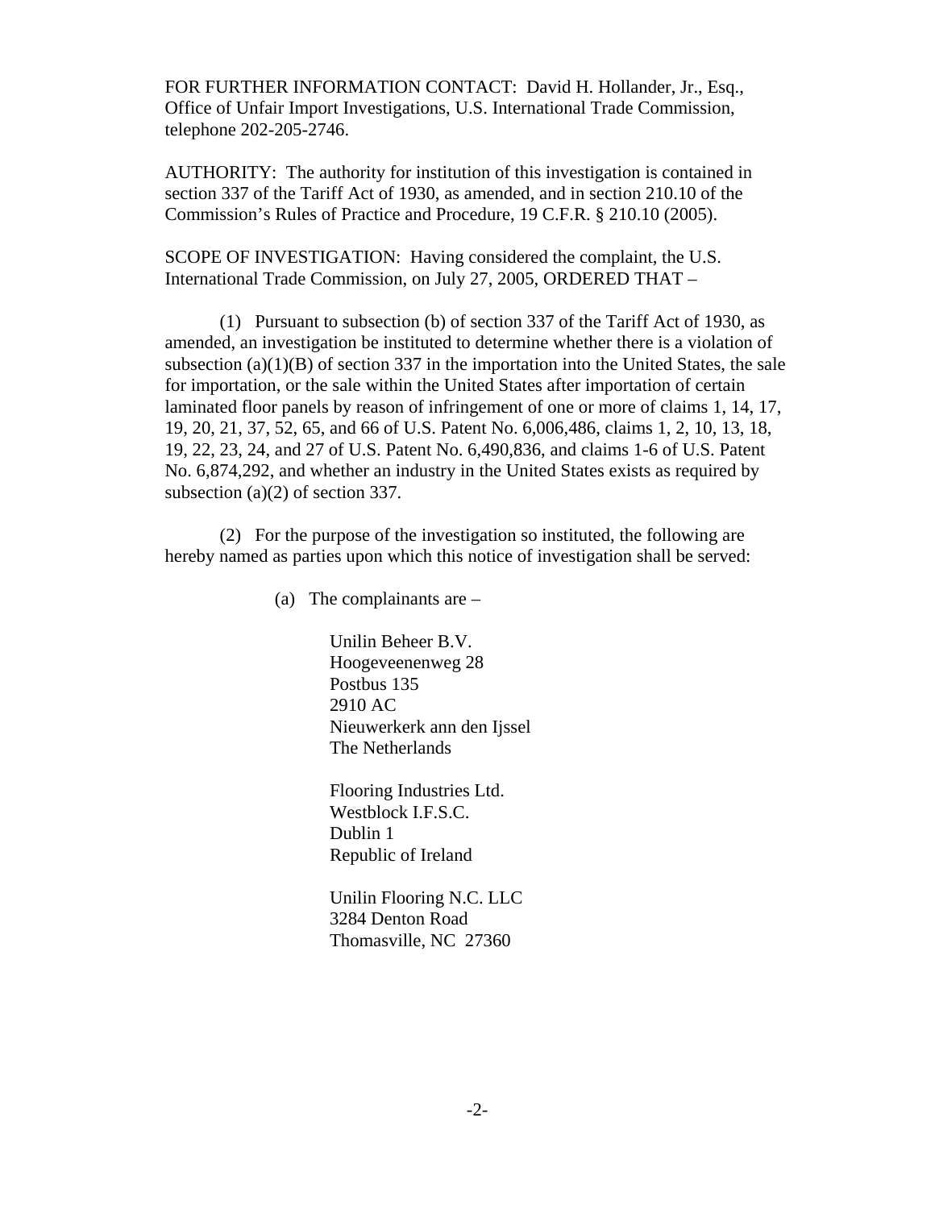FOR FURTHER INFORMATION CONTACT: David H. Hollander, Jr., Esq., Office of Unfair Import Investigations, U.S. International Trade Commission, telephone 202-205-2746.

AUTHORITY: The authority for institution of this investigation is contained in section 337 of the Tariff Act of 1930, as amended, and in section 210.10 of the Commission's Rules of Practice and Procedure, 19 C.F.R. § 210.10 (2005).

SCOPE OF INVESTIGATION: Having considered the complaint, the U.S. International Trade Commission, on July 27, 2005, ORDERED THAT –

(1) Pursuant to subsection (b) of section 337 of the Tariff Act of 1930, as amended, an investigation be instituted to determine whether there is a violation of subsection (a)(1)(B) of section 337 in the importation into the United States, the sale for importation, or the sale within the United States after importation of certain laminated floor panels by reason of infringement of one or more of claims 1, 14, 17, 19, 20, 21, 37, 52, 65, and 66 of U.S. Patent No. 6,006,486, claims 1, 2, 10, 13, 18, 19, 22, 23, 24, and 27 of U.S. Patent No. 6,490,836, and claims 1-6 of U.S. Patent No. 6,874,292, and whether an industry in the United States exists as required by subsection (a)(2) of section 337.

(2) For the purpose of the investigation so instituted, the following are hereby named as parties upon which this notice of investigation shall be served:

(a) The complainants are –

Unilin Beheer B.V.
Hoogeveenenweg 28
Postbus 135
2910 AC
Nieuwerkerk ann den Ijssel
The Netherlands

Flooring Industries Ltd.
Westblock I.F.S.C.
Dublin 1
Republic of Ireland

Unilin Flooring N.C. LLC
3284 Denton Road
Thomasville, NC 27360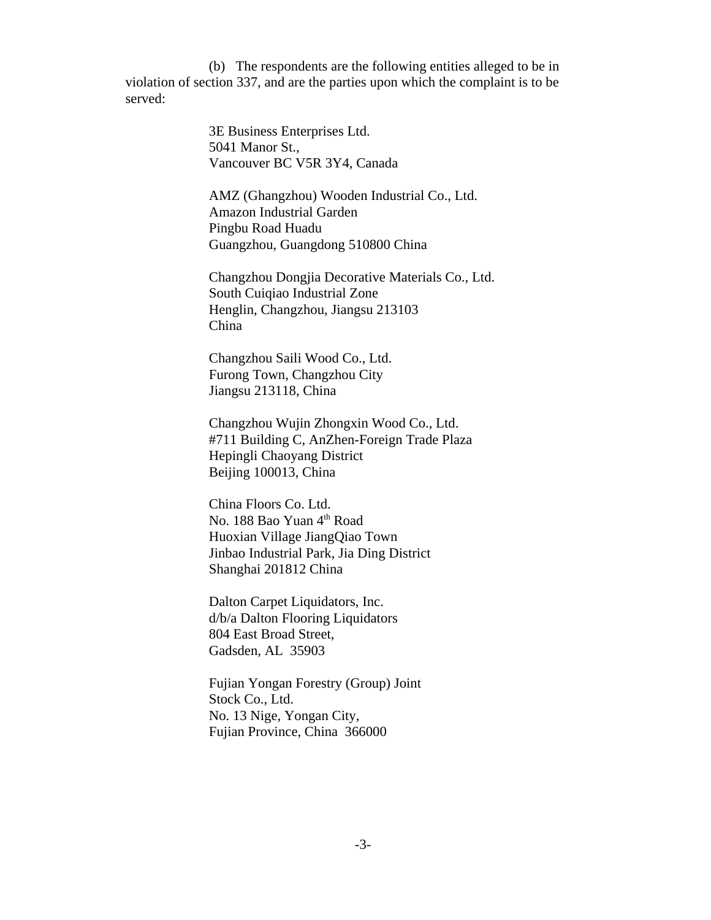(b) The respondents are the following entities alleged to be in violation of section 337, and are the parties upon which the complaint is to be served:

3E Business Enterprises Ltd.
5041 Manor St.,
Vancouver BC V5R 3Y4, Canada

AMZ (Ghangzhou) Wooden Industrial Co., Ltd.
Amazon Industrial Garden
Pingbu Road Huadu
Guangzhou, Guangdong 510800 China

Changzhou Dongjia Decorative Materials Co., Ltd.
South Cuiqiao Industrial Zone
Henglin, Changzhou, Jiangsu 213103
China

Changzhou Saili Wood Co., Ltd.
Furong Town, Changzhou City
Jiangsu 213118, China

Changzhou Wujin Zhongxin Wood Co., Ltd.
#711 Building C, AnZhen-Foreign Trade Plaza
Hepingli Chaoyang District
Beijing 100013, China

China Floors Co. Ltd.
No. 188 Bao Yuan 4th Road
Huoxian Village JiangQiao Town
Jinbao Industrial Park, Jia Ding District
Shanghai 201812 China

Dalton Carpet Liquidators, Inc.
d/b/a Dalton Flooring Liquidators
804 East Broad Street,
Gadsden, AL 35903

Fujian Yongan Forestry (Group) Joint
Stock Co., Ltd.
No. 13 Nige, Yongan City,
Fujian Province, China 366000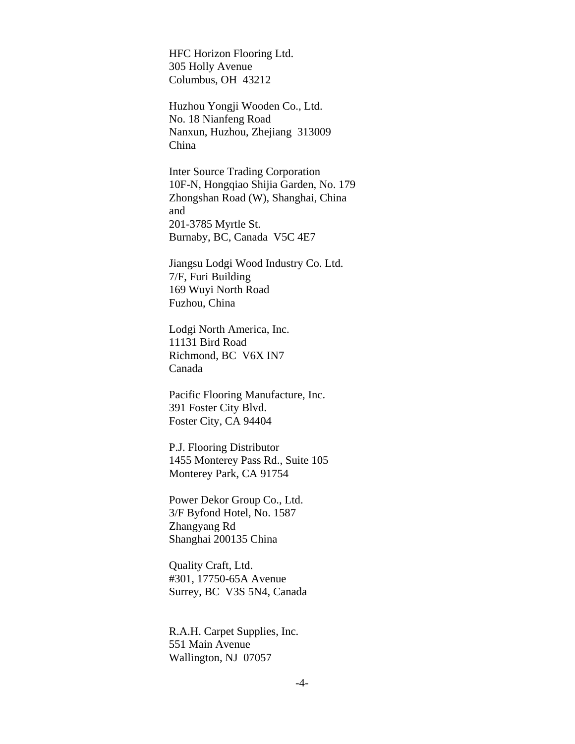HFC Horizon Flooring Ltd.
305 Holly Avenue
Columbus, OH  43212

Huzhou Yongji Wooden Co., Ltd.
No. 18 Nianfeng Road
Nanxun, Huzhou, Zhejiang  313009
China

Inter Source Trading Corporation
10F-N, Hongqiao Shijia Garden, No. 179
Zhongshan Road (W), Shanghai, China
and
201-3785 Myrtle St.
Burnaby, BC, Canada  V5C 4E7

Jiangsu Lodgi Wood Industry Co. Ltd.
7/F, Furi Building
169 Wuyi North Road
Fuzhou, China

Lodgi North America, Inc.
11131 Bird Road
Richmond, BC  V6X IN7
Canada

Pacific Flooring Manufacture, Inc.
391 Foster City Blvd.
Foster City, CA 94404

P.J. Flooring Distributor
1455 Monterey Pass Rd., Suite 105
Monterey Park, CA 91754

Power Dekor Group Co., Ltd.
3/F Byfond Hotel, No. 1587
Zhangyang Rd
Shanghai 200135 China

Quality Craft, Ltd.
#301, 17750-65A Avenue
Surrey, BC  V3S 5N4, Canada

R.A.H. Carpet Supplies, Inc.
551 Main Avenue
Wallington, NJ  07057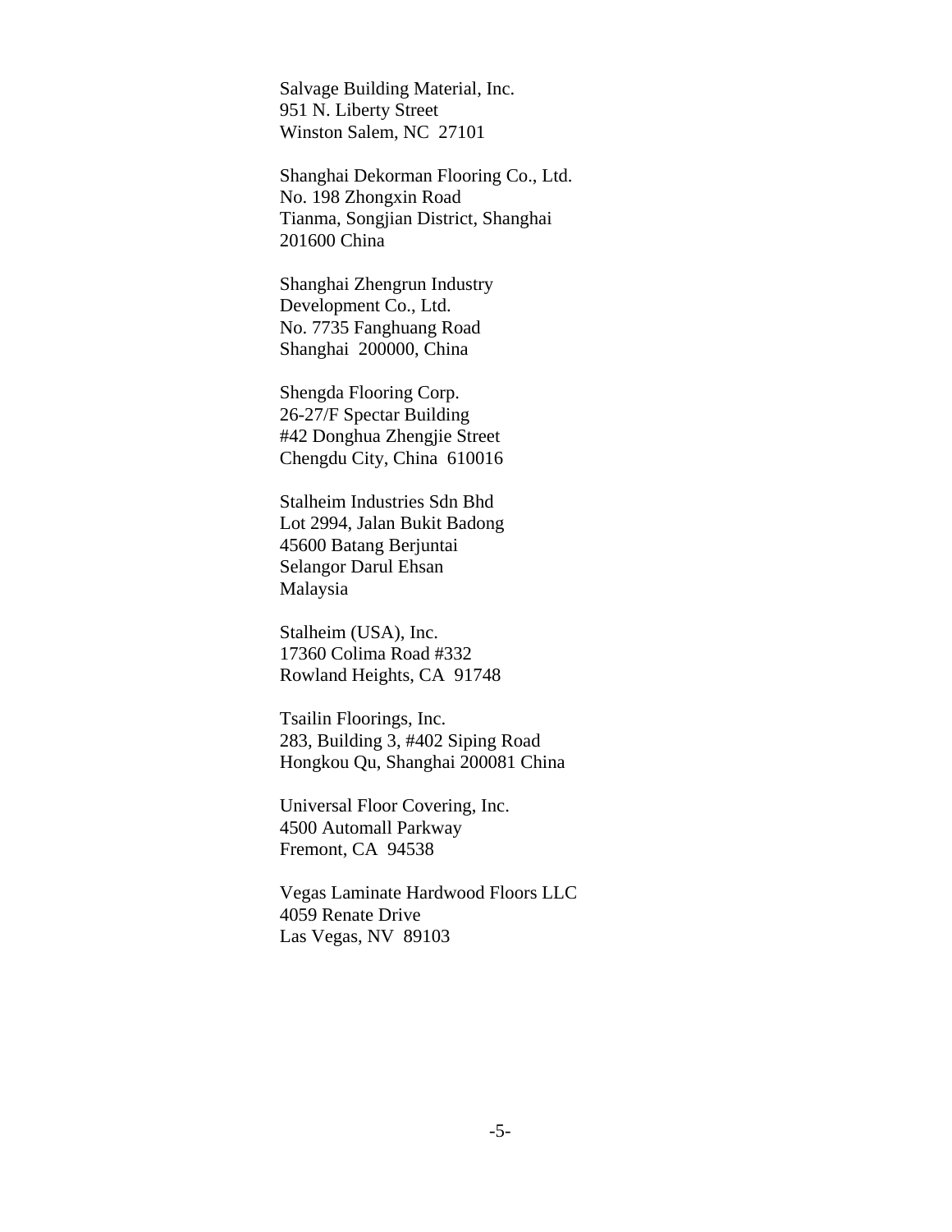Salvage Building Material, Inc.
951 N. Liberty Street
Winston Salem, NC  27101

Shanghai Dekorman Flooring Co., Ltd.
No. 198 Zhongxin Road
Tianma, Songjian District, Shanghai
201600 China

Shanghai Zhengrun Industry
Development Co., Ltd.
No. 7735 Fanghuang Road
Shanghai  200000, China

Shengda Flooring Corp.
26-27/F Spectar Building
#42 Donghua Zhengjie Street
Chengdu City, China  610016

Stalheim Industries Sdn Bhd
Lot 2994, Jalan Bukit Badong
45600 Batang Berjuntai
Selangor Darul Ehsan
Malaysia

Stalheim (USA), Inc.
17360 Colima Road #332
Rowland Heights, CA  91748

Tsailin Floorings, Inc.
283, Building 3, #402 Siping Road
Hongkou Qu, Shanghai 200081 China

Universal Floor Covering, Inc.
4500 Automall Parkway
Fremont, CA  94538

Vegas Laminate Hardwood Floors LLC
4059 Renate Drive
Las Vegas, NV  89103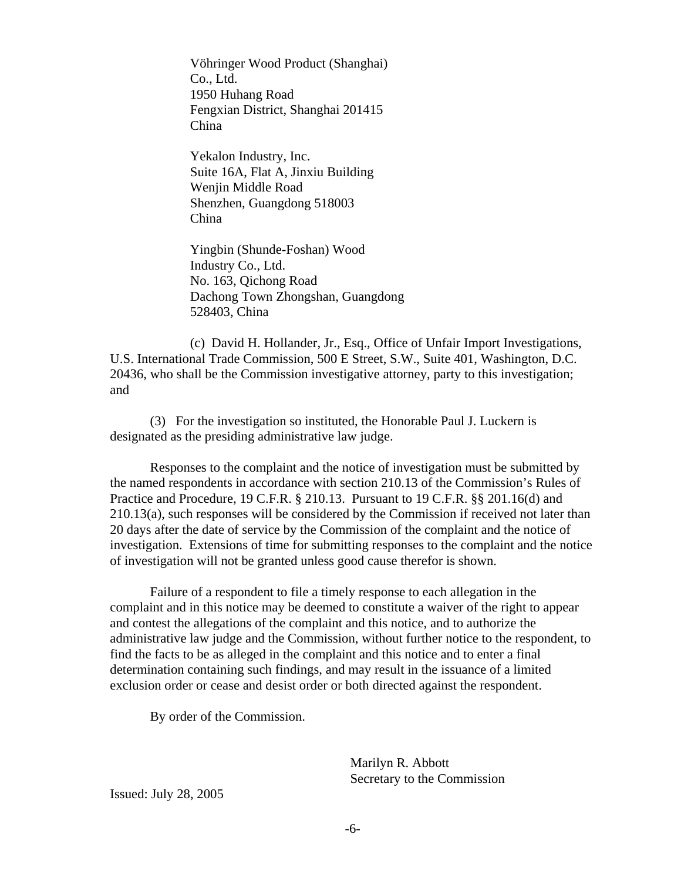Vöhringer Wood Product (Shanghai)
Co., Ltd.
1950 Huhang Road
Fengxian District, Shanghai 201415
China

Yekalon Industry, Inc.
Suite 16A, Flat A, Jinxiu Building
Wenjin Middle Road
Shenzhen, Guangdong 518003
China

Yingbin (Shunde-Foshan) Wood
Industry Co., Ltd.
No. 163, Qichong Road
Dachong Town Zhongshan, Guangdong
528403, China

(c) David H. Hollander, Jr., Esq., Office of Unfair Import Investigations, U.S. International Trade Commission, 500 E Street, S.W., Suite 401, Washington, D.C. 20436, who shall be the Commission investigative attorney, party to this investigation; and

(3) For the investigation so instituted, the Honorable Paul J. Luckern is designated as the presiding administrative law judge.

Responses to the complaint and the notice of investigation must be submitted by the named respondents in accordance with section 210.13 of the Commission's Rules of Practice and Procedure, 19 C.F.R. § 210.13. Pursuant to 19 C.F.R. §§ 201.16(d) and 210.13(a), such responses will be considered by the Commission if received not later than 20 days after the date of service by the Commission of the complaint and the notice of investigation. Extensions of time for submitting responses to the complaint and the notice of investigation will not be granted unless good cause therefor is shown.

Failure of a respondent to file a timely response to each allegation in the complaint and in this notice may be deemed to constitute a waiver of the right to appear and contest the allegations of the complaint and this notice, and to authorize the administrative law judge and the Commission, without further notice to the respondent, to find the facts to be as alleged in the complaint and this notice and to enter a final determination containing such findings, and may result in the issuance of a limited exclusion order or cease and desist order or both directed against the respondent.

By order of the Commission.

Marilyn R. Abbott
Secretary to the Commission

Issued: July 28, 2005